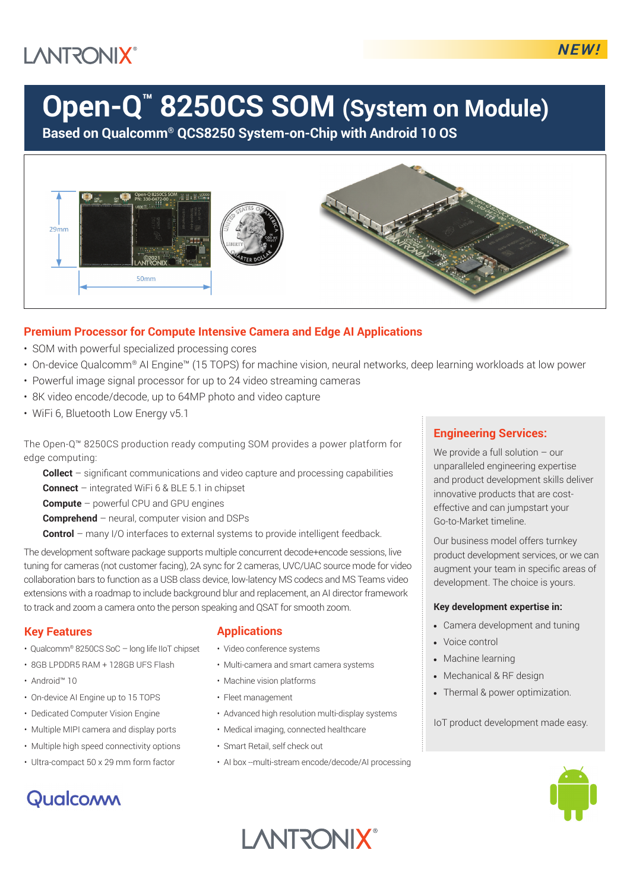NEW!

# Open-Q™ 8250CS SOM (System on Module)

**Based on Qualcomm® QCS8250 System-on-Chip with Android 10 OS**

29mm

50mm

## Premium Processor for Compute Intensive Camera and Edge AI Applications

- SOM with powerful specialized processing cores
- On-device Qualcomm® AI Engine™ (15 TOPS) for machine vision, neural networks, deep learning workloads at low power
- Powerful image signal processor for up to 24 video streaming cameras
- 8K video encode/decode, up to 64MP photo and video capture
- WiFi 6, Bluetooth Low Energy v5.1

The Open-Q™ 8250CS production ready computing SOM provides a power platform for edge computing:

**Collect** – significant communications and video capture and processing capabilities
**Connect** – integrated WiFi 6 & BLE 5.1 in chipset
**Compute** – powerful CPU and GPU engines
**Comprehend** – neural, computer vision and DSPs
**Control** – many I/O interfaces to external systems to provide intelligent feedback.

The development software package supports multiple concurrent decode+encode sessions, live tuning for cameras (not customer facing), 2A sync for 2 cameras, UVC/UAC source mode for video collaboration bars to function as a USB class device, low-latency MS codecs and MS Teams video extensions with a roadmap to include background blur and replacement, an AI director framework to track and zoom a camera onto the person speaking and QSAT for smooth zoom.

## Key Features

- Qualcomm® 8250CS SoC – long life IIoT chipset
- 8GB LPDDR5 RAM + 128GB UFS Flash
- Android™ 10
- On-device AI Engine up to 15 TOPS
- Dedicated Computer Vision Engine
- Multiple MIPI camera and display ports
- Multiple high speed connectivity options
- Ultra-compact 50 x 29 mm form factor

## Applications

- Video conference systems
- Multi-camera and smart camera systems
- Machine vision platforms
- Fleet management
- Advanced high resolution multi-display systems
- Medical imaging, connected healthcare
- Smart Retail, self check out
- AI box --multi-stream encode/decode/AI processing

## Engineering Services:

We provide a full solution – our unparalleled engineering expertise and product development skills deliver innovative products that are cost-effective and can jumpstart your Go-to-Market timeline.

Our business model offers turnkey product development services, or we can augment your team in specific areas of development. The choice is yours.

**Key development expertise in:**

- Camera development and tuning
- Voice control
- Machine learning
- Mechanical & RF design
- Thermal & power optimization.

IoT product development made easy.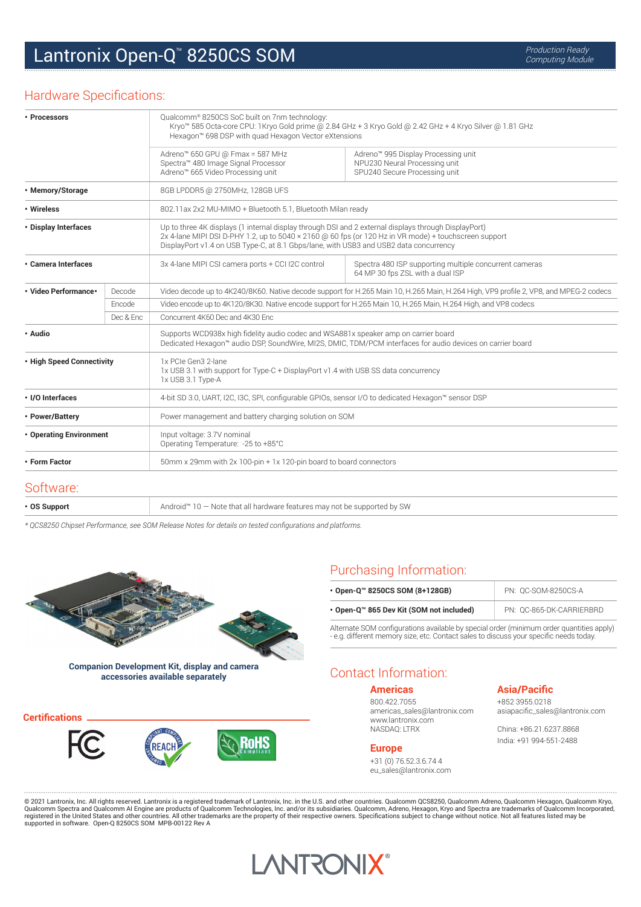# Lantronix Open-Q™ 8250CS SOM

*Production Ready Computing Module*

## Hardware Specifications:

| | | | |
|---|---|---|---|
| • **Processors** | | Qualcomm® 8250CS SoC built on 7nm technology:<br>Kryo™ 585 Octa-core CPU: 1Kryo Gold prime @ 2.84 GHz + 3 Kryo Gold @ 2.42 GHz + 4 Kryo Silver @ 1.81 GHz<br>Hexagon™ 698 DSP with quad Hexagon Vector eXtensions | |
| | | Adreno™ 650 GPU @ Fmax = 587 MHz<br>Spectra™ 480 Image Signal Processor<br>Adreno™ 665 Video Processing unit | Adreno™ 995 Display Processing unit<br>NPU230 Neural Processing unit<br>SPU240 Secure Processing unit |
| • **Memory/Storage** | | 8GB LPDDR5 @ 2750MHz, 128GB UFS | |
| • **Wireless** | | 802.11ax 2x2 MU-MIMO + Bluetooth 5.1, Bluetooth Milan ready | |
| • **Display Interfaces** | | Up to three 4K displays (1 internal display through DSI and 2 external displays through DisplayPort)<br>2x 4-lane MIPI DSI D-PHY 1.2, up to 5040 × 2160 @ 60 fps (or 120 Hz in VR mode) + touchscreen support<br>DisplayPort v1.4 on USB Type-C, at 8.1 Gbps/lane, with USB3 and USB2 data concurrency | |
| • **Camera Interfaces** | | 3x 4-lane MIPI CSI camera ports + CCI I2C control | Spectra 480 ISP supporting multiple concurrent cameras<br>64 MP 30 fps ZSL with a dual ISP |
| • **Video Performance*** | Decode | Video decode up to 4K240/8K60. Native decode support for H.265 Main 10, H.265 Main, H.264 High, VP9 profile 2, VP8, and MPEG-2 codecs | |
| | Encode | Video encode up to 4K120/8K30. Native encode support for H.265 Main 10, H.265 Main, H.264 High, and VP8 codecs | |
| | Dec & Enc | Concurrent 4K60 Dec and 4K30 Enc | |
| • **Audio** | | Supports WCD938x high fidelity audio codec and WSA881x speaker amp on carrier board<br>Dedicated Hexagon™ audio DSP, SoundWire, MI2S, DMIC, TDM/PCM interfaces for audio devices on carrier board | |
| • **High Speed Connectivity** | | 1x PCIe Gen3 2-lane<br>1x USB 3.1 with support for Type-C + DisplayPort v1.4 with USB SS data concurrency<br>1x USB 3.1 Type-A | |
| • **I/O Interfaces** | | 4-bit SD 3.0, UART, I2C, I3C, SPI, configurable GPIOs, sensor I/O to dedicated Hexagon™ sensor DSP | |
| • **Power/Battery** | | Power management and battery charging solution on SOM | |
| • **Operating Environment** | | Input voltage: 3.7V nominal<br>Operating Temperature: -25 to +85°C | |
| • **Form Factor** | | 50mm x 29mm with 2x 100-pin + 1x 120-pin board to board connectors | |

## Software:

| | |
|---|---|
| • **OS Support** | Android™ 10 — Note that all hardware features may not be supported by SW |

*\* QCS8250 Chipset Performance, see SOM Release Notes for details on tested configurations and platforms.*

**Companion Development Kit, display and camera accessories available separately**

## Purchasing Information:

| | |
|---|---|
| • **Open-Q™ 8250CS SOM (8+128GB)** | PN: QC-SOM-8250CS-A |
| • **Open-Q™ 865 Dev Kit (SOM not included)** | PN: QC-865-DK-CARRIERBRD |

Alternate SOM configurations available by special order (minimum order quantities apply) - e.g. different memory size, etc. Contact sales to discuss your specific needs today.

## Contact Information:

**Americas**
800.422.7055
americas_sales@lantronix.com
www.lantronix.com
NASDAQ: LTRX

**Asia/Pacific**
+852 3955.0218
asiapacific_sales@lantronix.com

China: +86.21.6237.8868

India: +91 994-551-2488

**Europe**
+31 (0) 76.52.3.6.74 4
eu_sales@lantronix.com

**Certifications**

© 2021 Lantronix, Inc. All rights reserved. Lantronix is a registered trademark of Lantronix, Inc. in the U.S. and other countries. Qualcomm QCS8250, Qualcomm Adreno, Qualcomm Hexagon, Qualcomm Kryo, Qualcomm Spectra and Qualcomm AI Engine are products of Qualcomm Technologies, Inc. and/or its subsidiaries. Qualcomm, Adreno, Hexagon, Kryo and Spectra are trademarks of Qualcomm Incorporated, registered in the United States and other countries. All other trademarks are the property of their respective owners. Specifications subject to change without notice. Not all features listed may be supported in software. Open-Q 8250CS SOM MPB-00122 Rev A